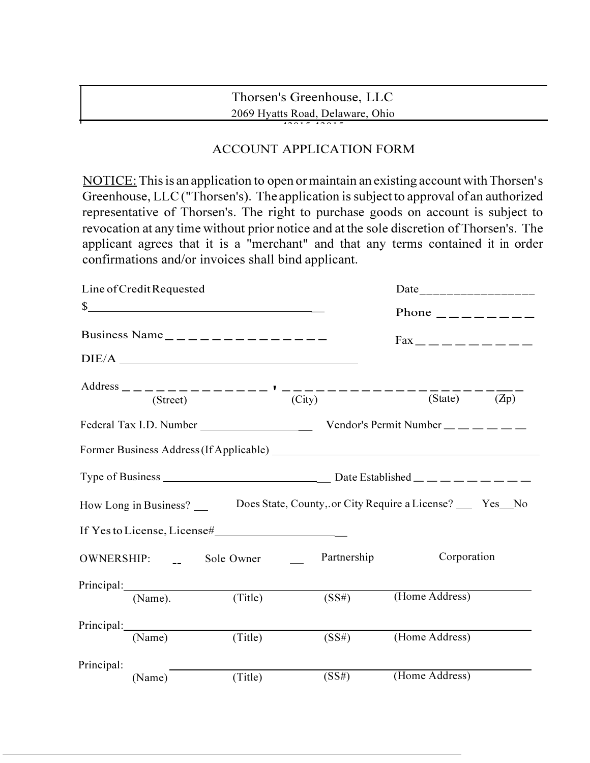Thorsen's Greenhouse, LLC

2069 Hyatts Road, Delaware, Ohio

43015-43015

# ACCOUNT APPLICATION FORM

NOTICE: This is an application to open or maintain an existing account with Thorsen's Greenhouse, LLC ("Thorsen's). The application is subject to approval of an authorized representative of Thorsen's. The right to purchase goods on account is subject to revocation at any time without prior notice and at the sole discretion of Thorsen's. The applicant agrees that it is a "merchant" and that any terms contained it in order confirmations and/or invoices shall bind applicant.

Line of Credit Requested $__________________________________ Date_________________

Phone _________

Business Name _______________ Fax __________

DIE/A ____________________________________

Address ______________, ______________________
(Street) (City) (State) (Zip)

Federal Tax I.D. Number __________________ Vendor's Permit Number ______

Former Business Address (If Applicable) ____________________________________________

Type of Business ___________________________ Date Established __________

How Long in Business? __ Does State, County,.or City Require a License? ___ Yes__No

If Yes to License, License#_____________________

OWNERSHIP: __ Sole Owner __ Partnership Corporation

Principal:________________________________________________________________
(Name). (Title) (SS#) (Home Address)

Principal:________________________________________________________________
(Name) (Title) (SS#) (Home Address)

Principal: ________________________________________________________________
(Name) (Title) (SS#) (Home Address)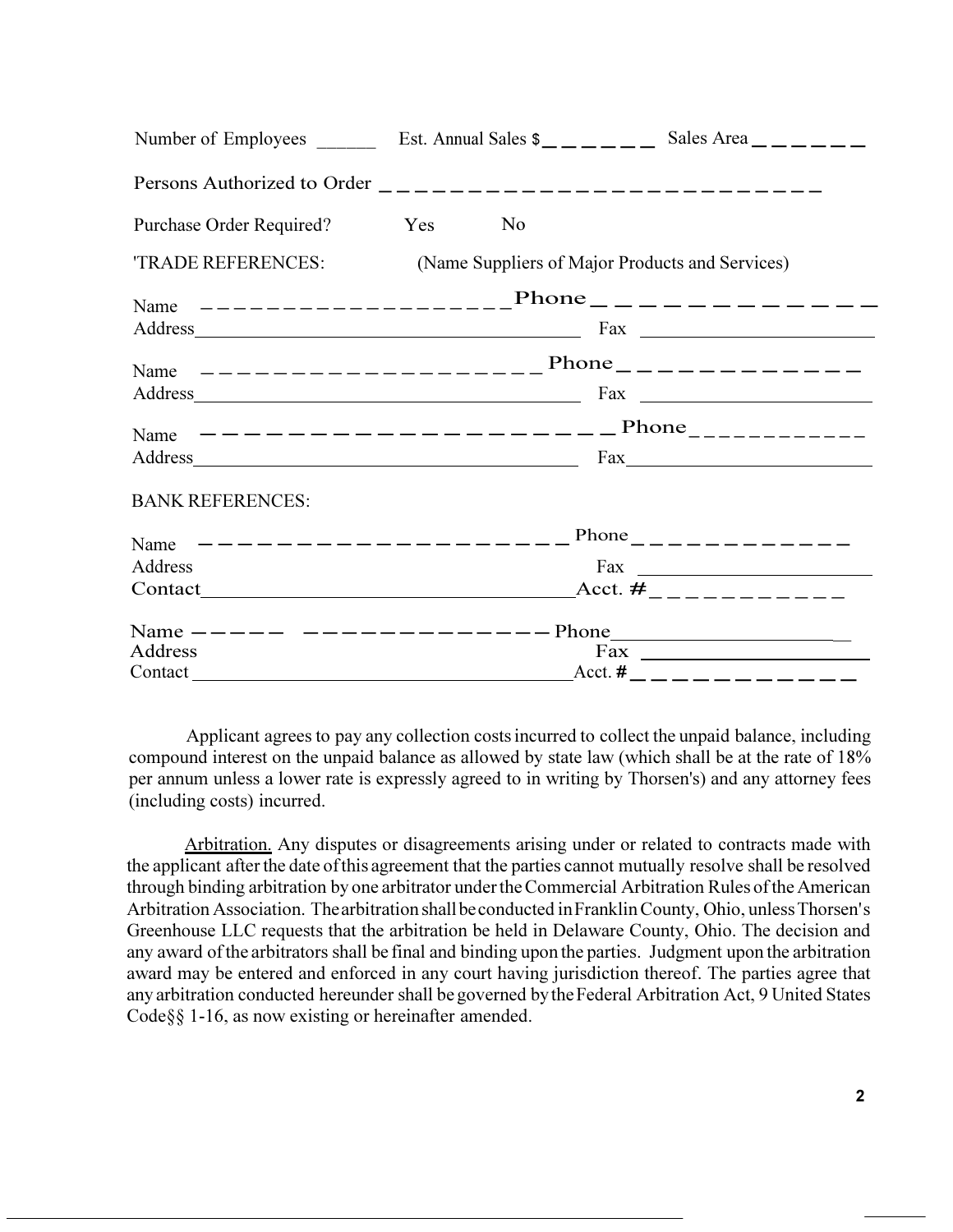Number of Employees ______ Est. Annual Sales $______ Sales Area ______

Persons Authorized to Order ____________________________

Purchase Order Required? Yes No

'TRADE REFERENCES: (Name Suppliers of Major Products and Services)

Name ____________________ Phone ____________
Address ____________________ Fax ____________

Name ____________________ Phone ____________
Address ____________________ Fax ____________

Name ____________________ Phone ____________
Address ____________________ Fax ____________

BANK REFERENCES:

Name ____________________ Phone ____________
Address Fax ____________
Contact ____________________ Acct. # ____________

Name ____________________ Phone ____________
Address Fax ____________
Contact ____________________ Acct. # ____________

Applicant agrees to pay any collection costs incurred to collect the unpaid balance, including compound interest on the unpaid balance as allowed by state law (which shall be at the rate of 18% per annum unless a lower rate is expressly agreed to in writing by Thorsen's) and any attorney fees (including costs) incurred.

Arbitration. Any disputes or disagreements arising under or related to contracts made with the applicant after the date of this agreement that the parties cannot mutually resolve shall be resolved through binding arbitration by one arbitrator under the Commercial Arbitration Rules of the American Arbitration Association. The arbitration shall be conducted in Franklin County, Ohio, unless Thorsen's Greenhouse LLC requests that the arbitration be held in Delaware County, Ohio. The decision and any award of the arbitrators shall be final and binding upon the parties. Judgment upon the arbitration award may be entered and enforced in any court having jurisdiction thereof. The parties agree that any arbitration conducted hereunder shall be governed by the Federal Arbitration Act, 9 United States Code§§ 1-16, as now existing or hereinafter amended.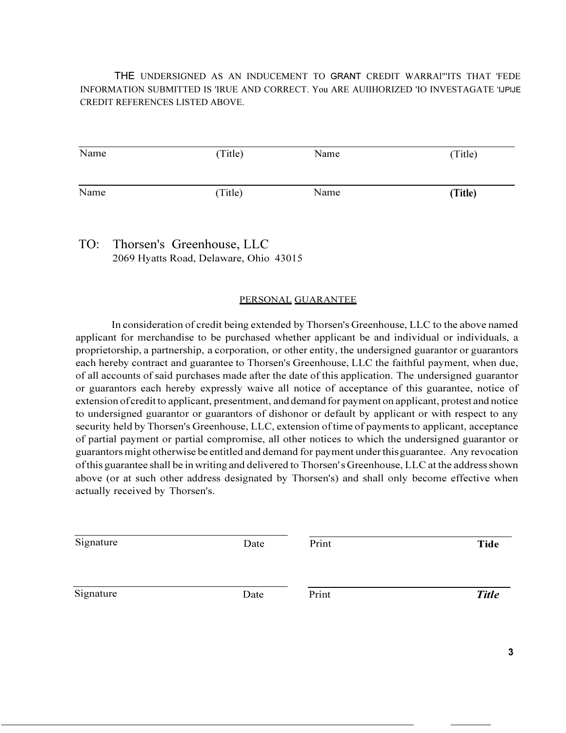THE UNDERSIGNED AS AN INDUCEMENT TO GRANT CREDIT WARRAI"'ITS THAT 'FEDE INFORMATION SUBMITTED IS 'IRUE AND CORRECT. You ARE AUIIHORIZED 'IO INVESTAGATE 'IJPIJE CREDIT REFERENCES LISTED ABOVE.

| Name | (Title) | Name | (Title) |
|---|---|---|---|
| Name | (Title) | Name | **(Title)** |

TO: Thorsen's Greenhouse, LLC
2069 Hyatts Road, Delaware, Ohio 43015

PERSONAL GUARANTEE

In consideration of credit being extended by Thorsen's Greenhouse, LLC to the above named applicant for merchandise to be purchased whether applicant be and individual or individuals, a proprietorship, a partnership, a corporation, or other entity, the undersigned guarantor or guarantors each hereby contract and guarantee to Thorsen's Greenhouse, LLC the faithful payment, when due, of all accounts of said purchases made after the date of this application. The undersigned guarantor or guarantors each hereby expressly waive all notice of acceptance of this guarantee, notice of extension of credit to applicant, presentment, and demand for payment on applicant, protest and notice to undersigned guarantor or guarantors of dishonor or default by applicant or with respect to any security held by Thorsen's Greenhouse, LLC, extension of time of payments to applicant, acceptance of partial payment or partial compromise, all other notices to which the undersigned guarantor or guarantors might otherwise be entitled and demand for payment under this guarantee. Any revocation of this guarantee shall be in writing and delivered to Thorsen's Greenhouse, LLC at the address shown above (or at such other address designated by Thorsen's) and shall only become effective when actually received by Thorsen's.

| Signature | Date | Print | **Tide** |
|---|---|---|---|
| Signature | Date | Print | ***Title*** |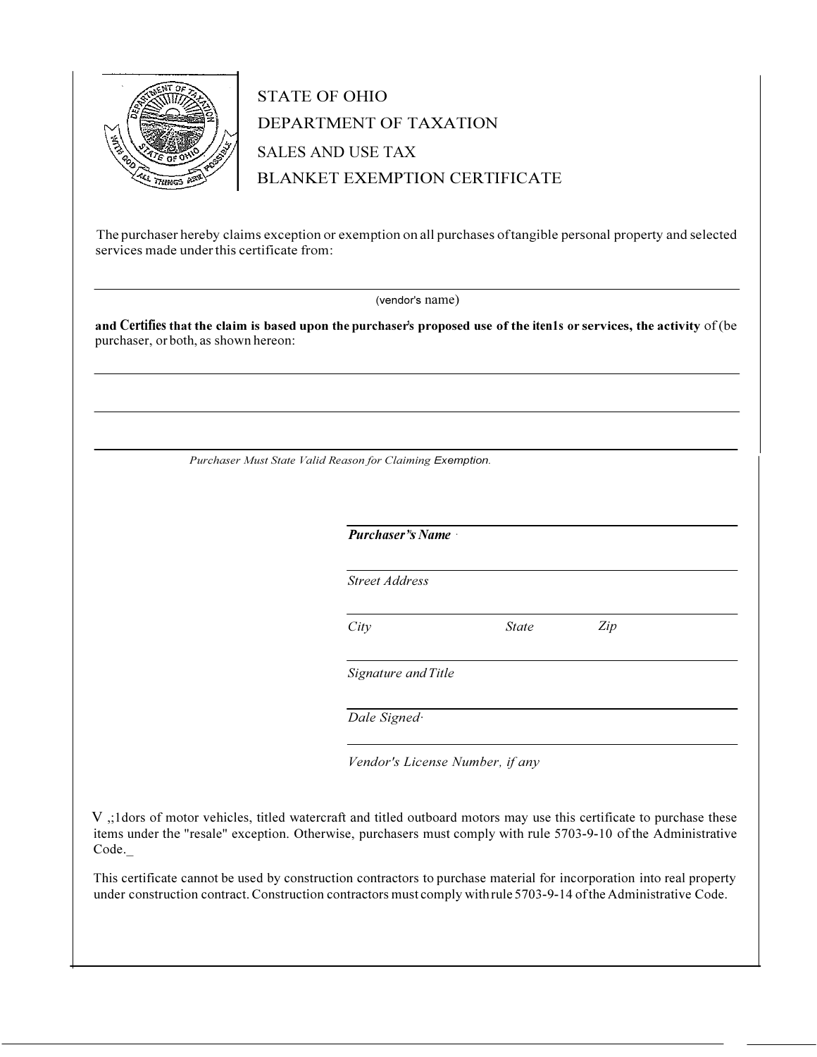# STATE OF OHIO
# DEPARTMENT OF TAXATION
# SALES AND USE TAX
# BLANKET EXEMPTION CERTIFICATE

The purchaser hereby claims exception or exemption on all purchases of tangible personal property and selected services made under this certificate from:

______________________________________________________________________

(vendor's name)

**and Certifies that the claim is based upon the purchaser's proposed use of the iten1s or services, the activity** of (be purchaser, or both, as shown hereon:

______________________________________________________________________

______________________________________________________________________

______________________________________________________________________

*Purchaser Must State Valid Reason for Claiming Exemption.*

______________________________________

***Purchaser's Name***

______________________________________

*Street Address*

______________________________________

*City* *State* *Zip*

______________________________________

*Signature and Title*

______________________________________

*Dale Signed·*

______________________________________

*Vendor's License Number, if any*

V ,;1dors of motor vehicles, titled watercraft and titled outboard motors may use this certificate to purchase these items under the "resale" exception. Otherwise, purchasers must comply with rule 5703-9-10 of the Administrative Code._

This certificate cannot be used by construction contractors to purchase material for incorporation into real property under construction contract. Construction contractors must comply with rule 5703-9-14 of the Administrative Code.